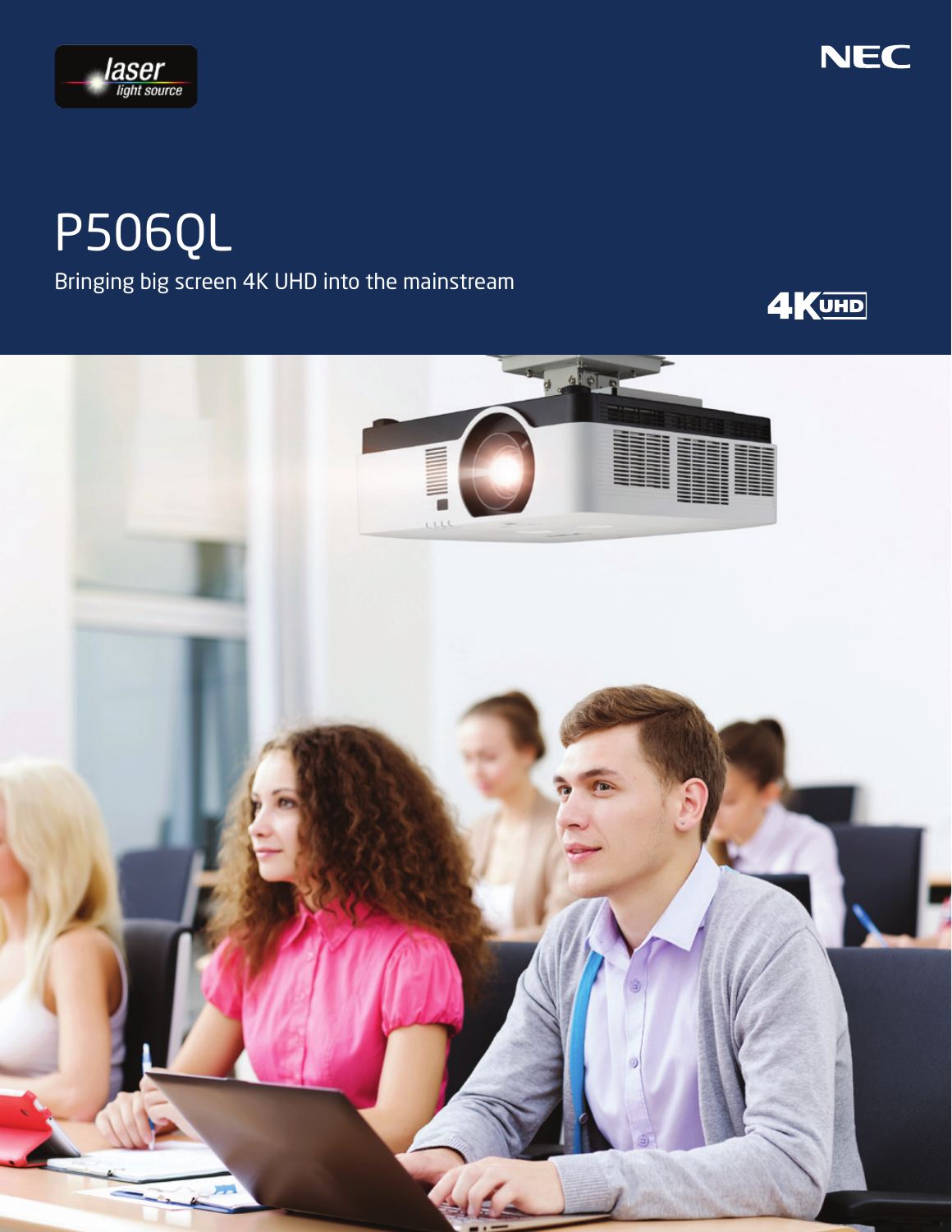laser light source

NEC

# P506QL

Bringing big screen 4K UHD into the mainstream

4K UHD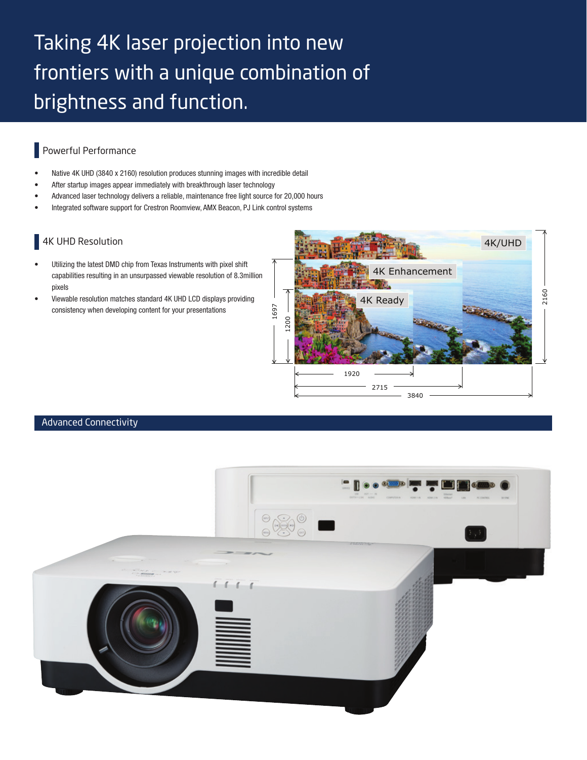# Taking 4K laser projection into new frontiers with a unique combination of brightness and function.

## Powerful Performance

- Native 4K UHD (3840 x 2160) resolution produces stunning images with incredible detail
- After startup images appear immediately with breakthrough laser technology
- Advanced laser technology delivers a reliable, maintenance free light source for 20,000 hours
- Integrated software support for Crestron Roomview, AMX Beacon, PJ Link control systems

## 4K UHD Resolution

- Utilizing the latest DMD chip from Texas Instruments with pixel shift capabilities resulting in an unsurpassed viewable resolution of 8.3million pixels
- Viewable resolution matches standard 4K UHD LCD displays providing consistency when developing content for your presentations

## Advanced Connectivity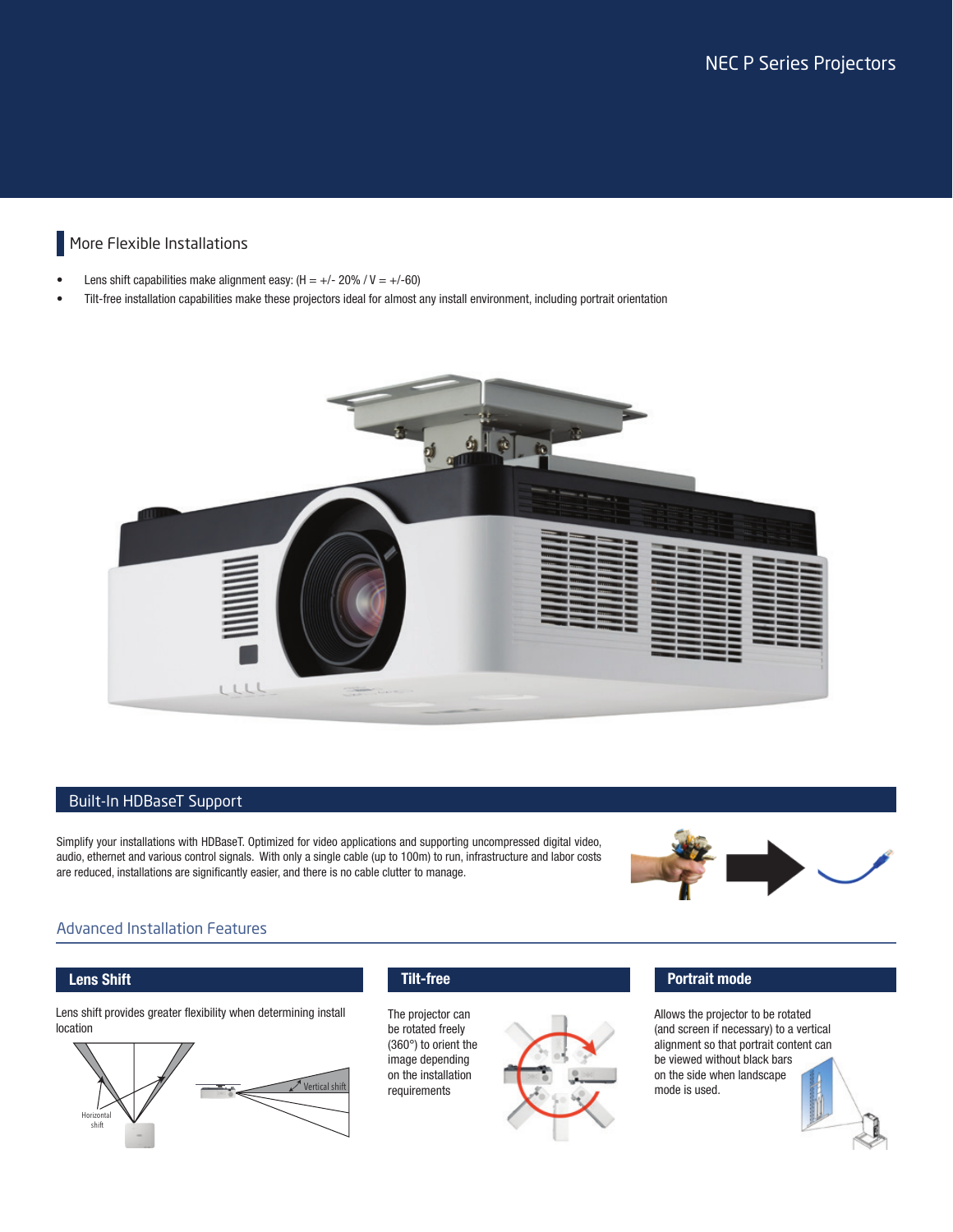## More Flexible Installations

- Lens shift capabilities make alignment easy: (H = +/- 20% / V = +/-60)
- Tilt-free installation capabilities make these projectors ideal for almost any install environment, including portrait orientation

## Built-In HDBaseT Support

Simplify your installations with HDBaseT. Optimized for video applications and supporting uncompressed digital video, audio, ethernet and various control signals. With only a single cable (up to 100m) to run, infrastructure and labor costs are reduced, installations are significantly easier, and there is no cable clutter to manage.

## Advanced Installation Features

### Lens Shift

Lens shift provides greater flexibility when determining install location

Horizontal shift

Vertical shift

### Tilt-free

The projector can be rotated freely (360°) to orient the image depending on the installation requirements

### Portrait mode

Allows the projector to be rotated (and screen if necessary) to a vertical alignment so that portrait content can be viewed without black bars on the side when landscape mode is used.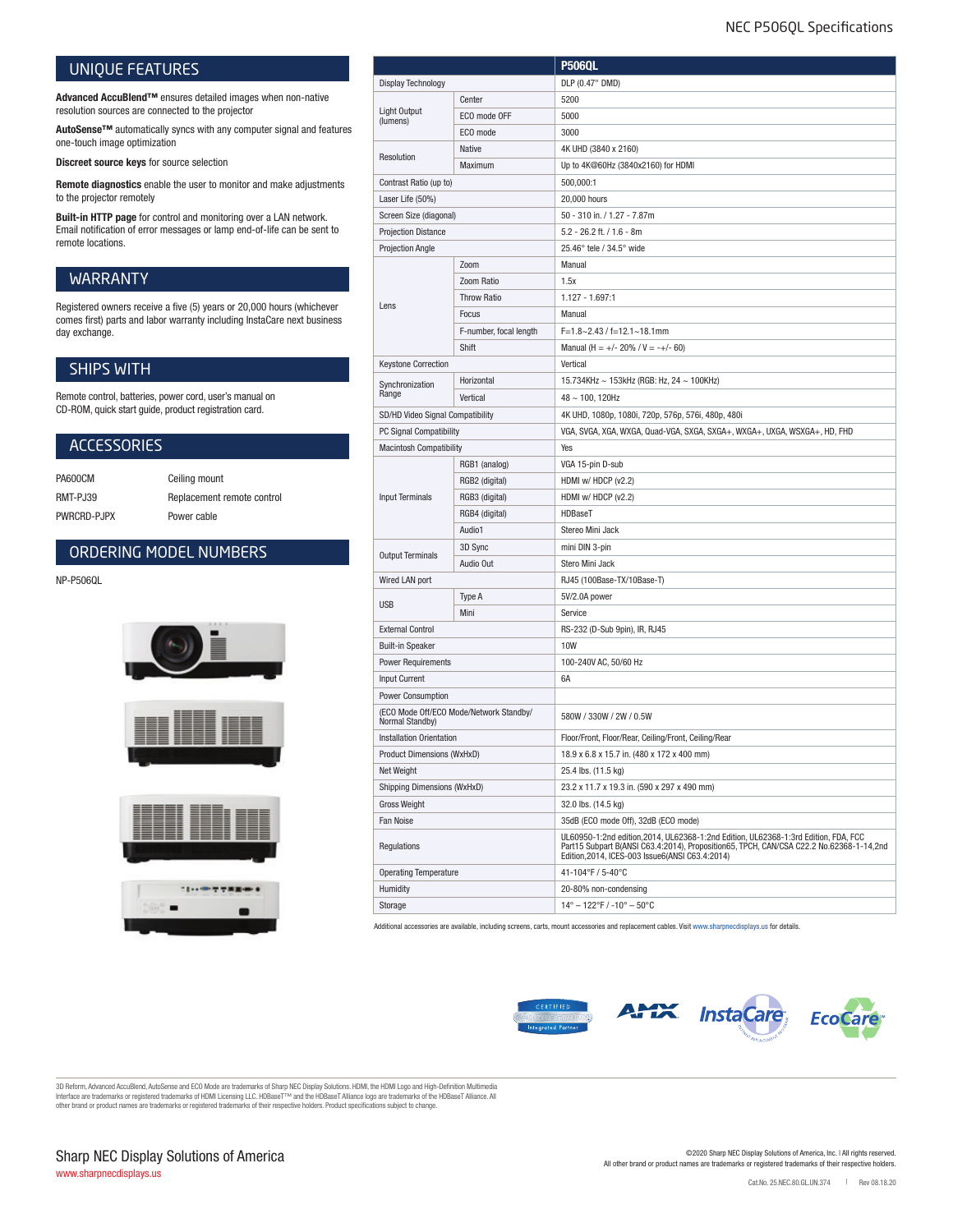# NEC P506QL Specifications

## UNIQUE FEATURES

**Advanced AccuBlend™** ensures detailed images when non-native resolution sources are connected to the projector

**AutoSense™** automatically syncs with any computer signal and features one-touch image optimization

**Discreet source keys** for source selection

**Remote diagnostics** enable the user to monitor and make adjustments to the projector remotely

**Built-in HTTP page** for control and monitoring over a LAN network. Email notification of error messages or lamp end-of-life can be sent to remote locations.

## WARRANTY

Registered owners receive a five (5) years or 20,000 hours (whichever comes first) parts and labor warranty including InstaCare next business day exchange.

## SHIPS WITH

Remote control, batteries, power cord, user's manual on CD-ROM, quick start guide, product registration card.

## ACCESSORIES

| | |
|---|---|
| PA600CM | Ceiling mount |
| RMT-PJ39 | Replacement remote control |
| PWRCRD-PJPX | Power cable |

## ORDERING MODEL NUMBERS

NP-P506QL

| | | P506QL |
|---|---|---|
| Display Technology | | DLP (0.47" DMD) |
| Light Output (lumens) | Center | 5200 |
| | ECO mode OFF | 5000 |
| | ECO mode | 3000 |
| Resolution | Native | 4K UHD (3840 x 2160) |
| | Maximum | Up to 4K@60Hz (3840x2160) for HDMI |
| Contrast Ratio (up to) | | 500,000:1 |
| Laser Life (50%) | | 20,000 hours |
| Screen Size (diagonal) | | 50 - 310 in. / 1.27 - 7.87m |
| Projection Distance | | 5.2 - 26.2 ft. / 1.6 - 8m |
| Projection Angle | | 25.46° tele / 34.5° wide |
| Lens | Zoom | Manual |
| | Zoom Ratio | 1.5x |
| | Throw Ratio | 1.127 - 1.697:1 |
| | Focus | Manual |
| | F-number, focal length | F=1.8~2.43 / f=12.1~18.1mm |
| | Shift | Manual (H = +/- 20% / V = -+/- 60) |
| Keystone Correction | | Vertical |
| Synchronization Range | Horizontal | 15.734KHz ~ 153kHz (RGB: Hz, 24 ~ 100KHz) |
| | Vertical | 48 ~ 100, 120Hz |
| SD/HD Video Signal Compatibility | | 4K UHD, 1080p, 1080i, 720p, 576p, 576i, 480p, 480i |
| PC Signal Compatibility | | VGA, SVGA, XGA, WXGA, Quad-VGA, SXGA, SXGA+, WXGA+, UXGA, WSXGA+, HD, FHD |
| Macintosh Compatibility | | Yes |
| Input Terminals | RGB1 (analog) | VGA 15-pin D-sub |
| | RGB2 (digital) | HDMI w/ HDCP (v2.2) |
| | RGB3 (digital) | HDMI w/ HDCP (v2.2) |
| | RGB4 (digital) | HDBaseT |
| | Audio1 | Stereo Mini Jack |
| Output Terminals | 3D Sync | mini DIN 3-pin |
| | Audio Out | Stero Mini Jack |
| Wired LAN port | | RJ45 (100Base-TX/10Base-T) |
| USB | Type A | 5V/2.0A power |
| | Mini | Service |
| External Control | | RS-232 (D-Sub 9pin), IR, RJ45 |
| Built-in Speaker | | 10W |
| Power Requirements | | 100-240V AC, 50/60 Hz |
| Input Current | | 6A |
| Power Consumption | | |
| (ECO Mode Off/ECO Mode/Network Standby/ Normal Standby) | | 580W / 330W / 2W / 0.5W |
| Installation Orientation | | Floor/Front, Floor/Rear, Ceiling/Front, Ceiling/Rear |
| Product Dimensions (WxHxD) | | 18.9 x 6.8 x 15.7 in. (480 x 172 x 400 mm) |
| Net Weight | | 25.4 lbs. (11.5 kg) |
| Shipping Dimensions (WxHxD) | | 23.2 x 11.7 x 19.3 in. (590 x 297 x 490 mm) |
| Gross Weight | | 32.0 lbs. (14.5 kg) |
| Fan Noise | | 35dB (ECO mode Off), 32dB (ECO mode) |
| Regulations | | UL60950-1:2nd edition,2014, UL62368-1:2nd Edition, UL62368-1:3rd Edition, FDA, FCC Part15 Subpart B(ANSI C63.4:2014), Proposition65, TPCH, CAN/CSA C22.2 No.62368-1-14,2nd Edition,2014, ICES-003 Issue6(ANSI C63.4:2014) |
| Operating Temperature | | 41-104°F / 5-40°C |
| Humidity | | 20-80% non-condensing |
| Storage | | 14° – 122°F / -10° – 50°C |

Additional accessories are available, including screens, carts, mount accessories and replacement cables. Visit www.sharpnecdisplays.us for details.

3D Reform, Advanced AccuBlend, AutoSense and ECO Mode are trademarks of Sharp NEC Display Solutions. HDMI, the HDMI Logo and High-Definition Multimedia Interface are trademarks or registered trademarks of HDMI Licensing LLC. HDBaseT™ and the HDBaseT Alliance logo are trademarks of the HDBaseT Alliance. All other brand or product names are trademarks or registered trademarks of their respective holders. Product specifications subject to change.

Sharp NEC Display Solutions of America
www.sharpnecdisplays.us

©2020 Sharp NEC Display Solutions of America, Inc. | All rights reserved.
All other brand or product names are trademarks or registered trademarks of their respective holders.

Cat.No. 25.NEC.80.GL.UN.374 | Rev 08.18.20